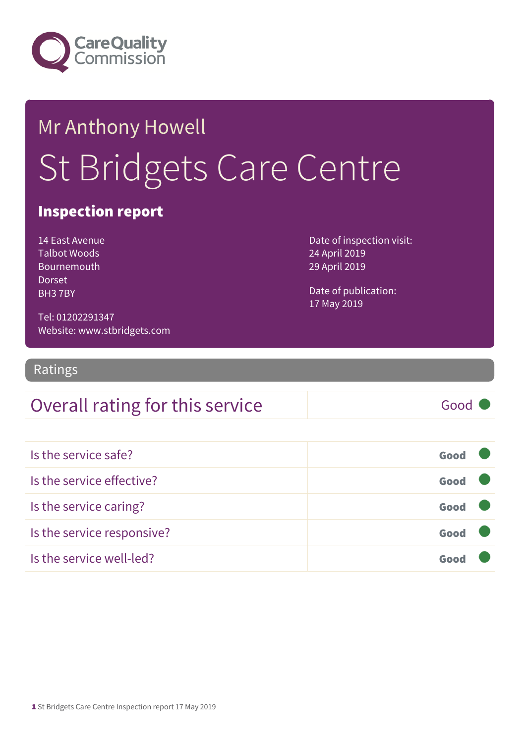Care Quality Commission

# Mr Anthony Howell

# St Bridgets Care Centre

## Inspection report

14 East Avenue
Talbot Woods
Bournemouth
Dorset
BH3 7BY

Tel: 01202291347
Website: www.stbridgets.com

Date of inspection visit:
24 April 2019
29 April 2019

Date of publication:
17 May 2019

## Ratings

| Overall rating for this service | Good |
|---|---|

| | |
|---|---|
| Is the service safe? | Good |
| Is the service effective? | Good |
| Is the service caring? | Good |
| Is the service responsive? | Good |
| Is the service well-led? | Good |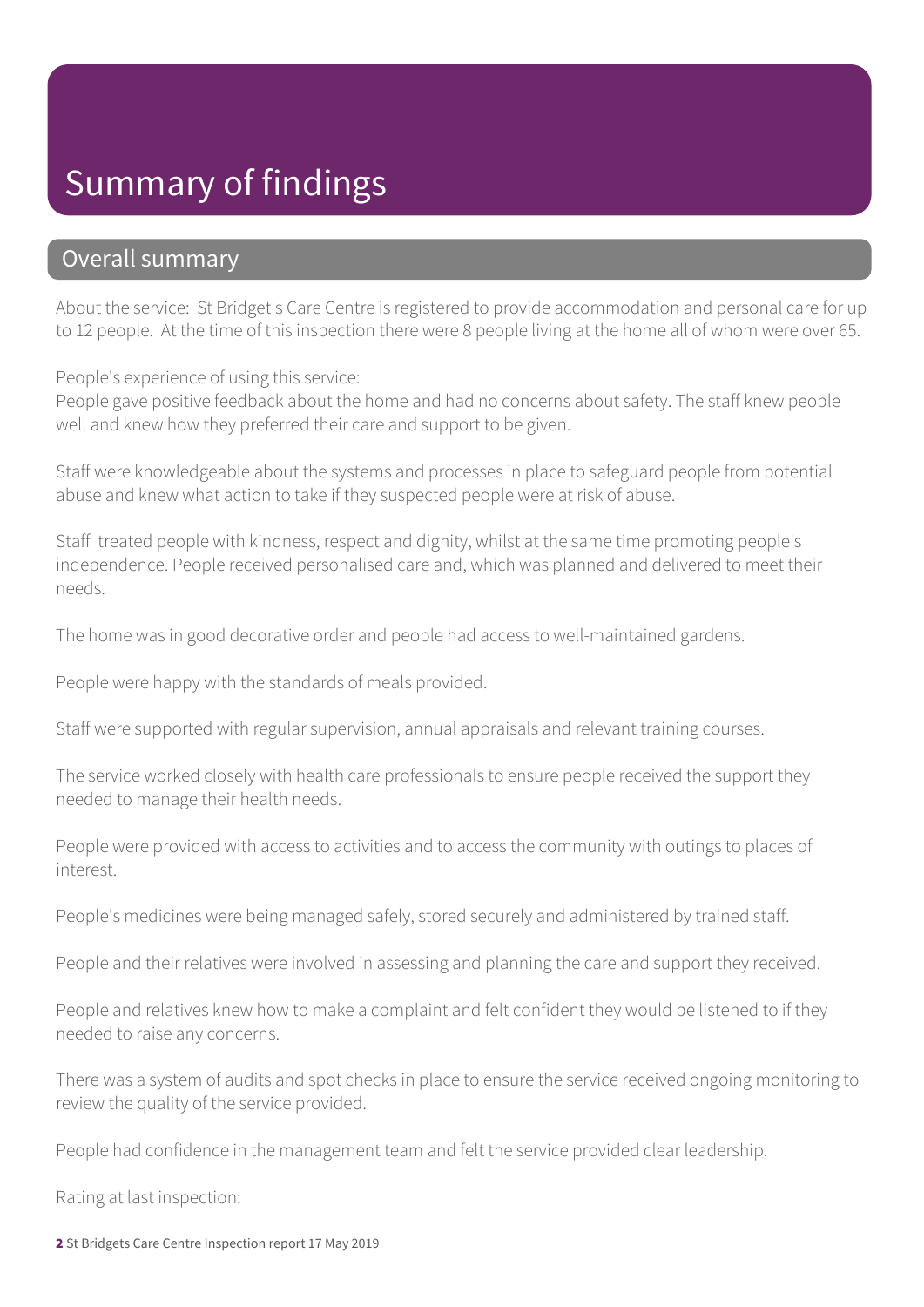# Summary of findings

## Overall summary

About the service: St Bridget's Care Centre is registered to provide accommodation and personal care for up to 12 people. At the time of this inspection there were 8 people living at the home all of whom were over 65.

People's experience of using this service:
People gave positive feedback about the home and had no concerns about safety. The staff knew people well and knew how they preferred their care and support to be given.

Staff were knowledgeable about the systems and processes in place to safeguard people from potential abuse and knew what action to take if they suspected people were at risk of abuse.

Staff treated people with kindness, respect and dignity, whilst at the same time promoting people's independence. People received personalised care and, which was planned and delivered to meet their needs.

The home was in good decorative order and people had access to well-maintained gardens.

People were happy with the standards of meals provided.

Staff were supported with regular supervision, annual appraisals and relevant training courses.

The service worked closely with health care professionals to ensure people received the support they needed to manage their health needs.

People were provided with access to activities and to access the community with outings to places of interest.

People's medicines were being managed safely, stored securely and administered by trained staff.

People and their relatives were involved in assessing and planning the care and support they received.

People and relatives knew how to make a complaint and felt confident they would be listened to if they needed to raise any concerns.

There was a system of audits and spot checks in place to ensure the service received ongoing monitoring to review the quality of the service provided.

People had confidence in the management team and felt the service provided clear leadership.

Rating at last inspection: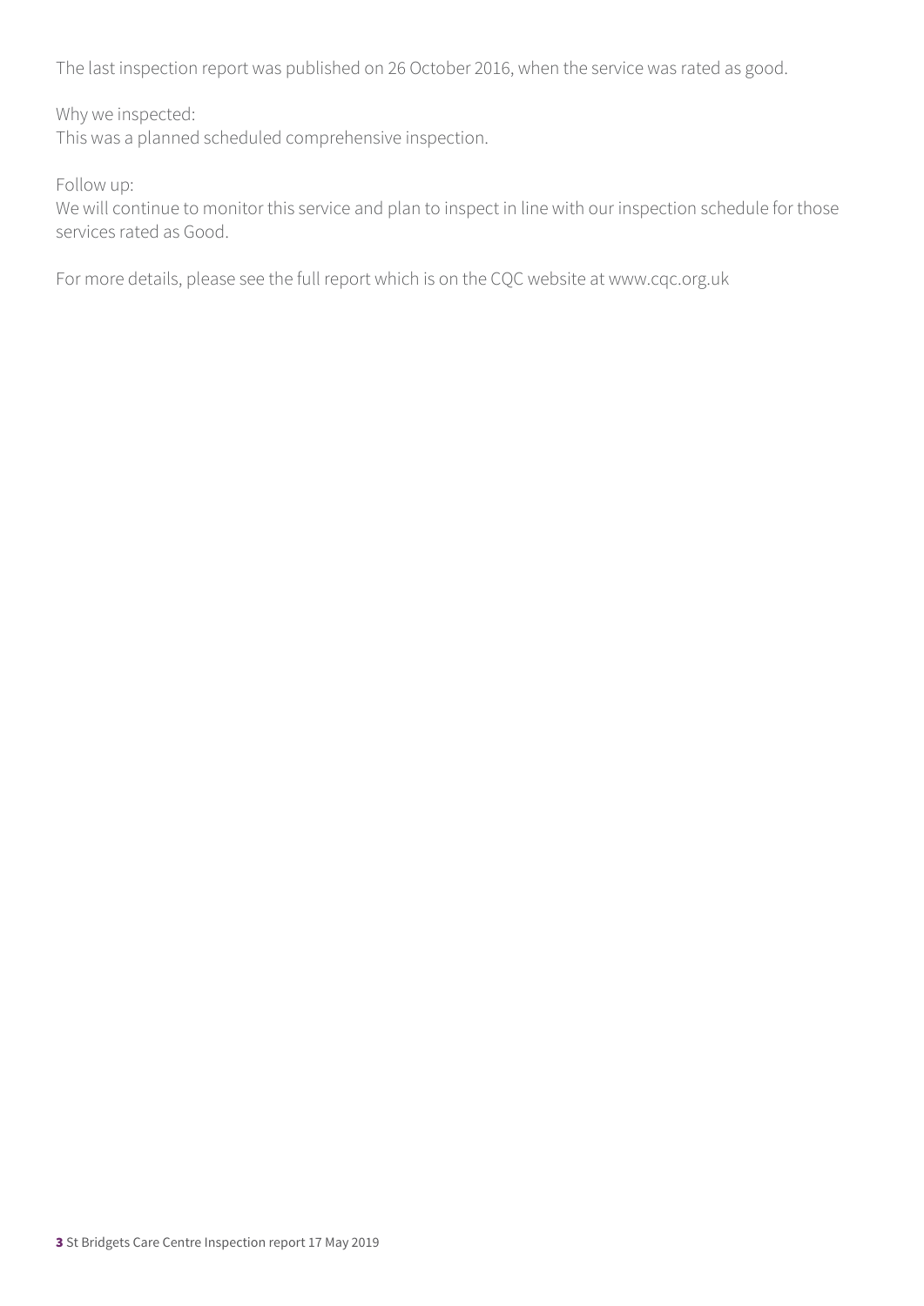The last inspection report was published on 26 October 2016, when the service was rated as good.

Why we inspected:
This was a planned scheduled comprehensive inspection.

Follow up:
We will continue to monitor this service and plan to inspect in line with our inspection schedule for those services rated as Good.

For more details, please see the full report which is on the CQC website at www.cqc.org.uk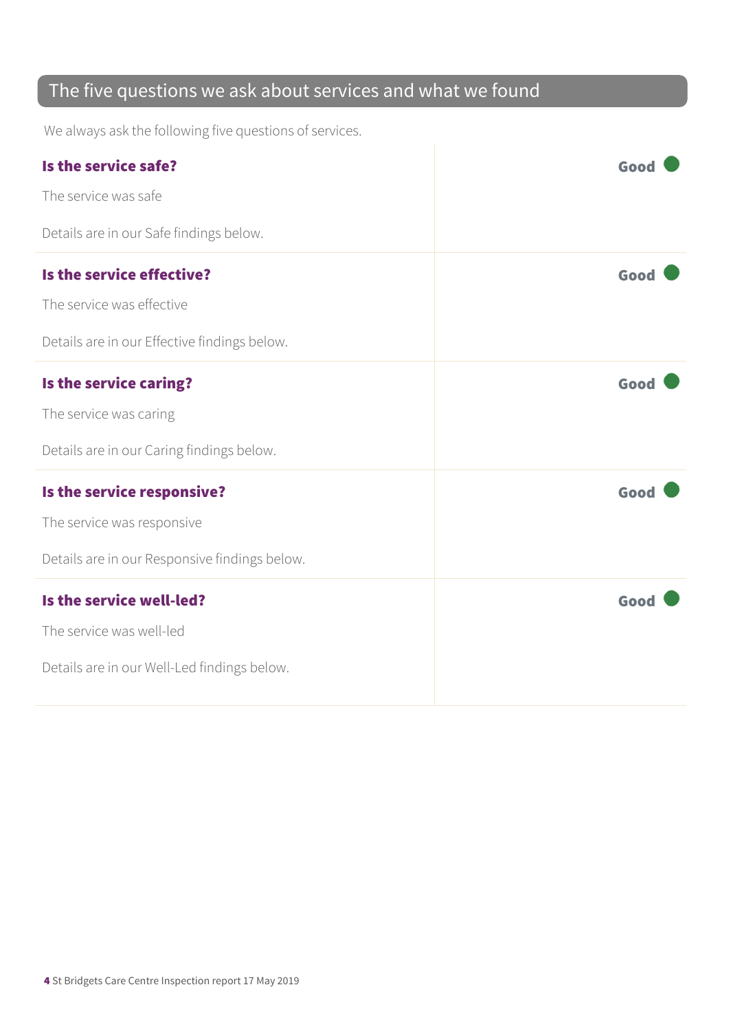## The five questions we ask about services and what we found

We always ask the following five questions of services.

**Is the service safe?** — **Good**

The service was safe

Details are in our Safe findings below.

**Is the service effective?** — **Good**

The service was effective

Details are in our Effective findings below.

**Is the service caring?** — **Good**

The service was caring

Details are in our Caring findings below.

**Is the service responsive?** — **Good**

The service was responsive

Details are in our Responsive findings below.

**Is the service well-led?** — **Good**

The service was well-led

Details are in our Well-Led findings below.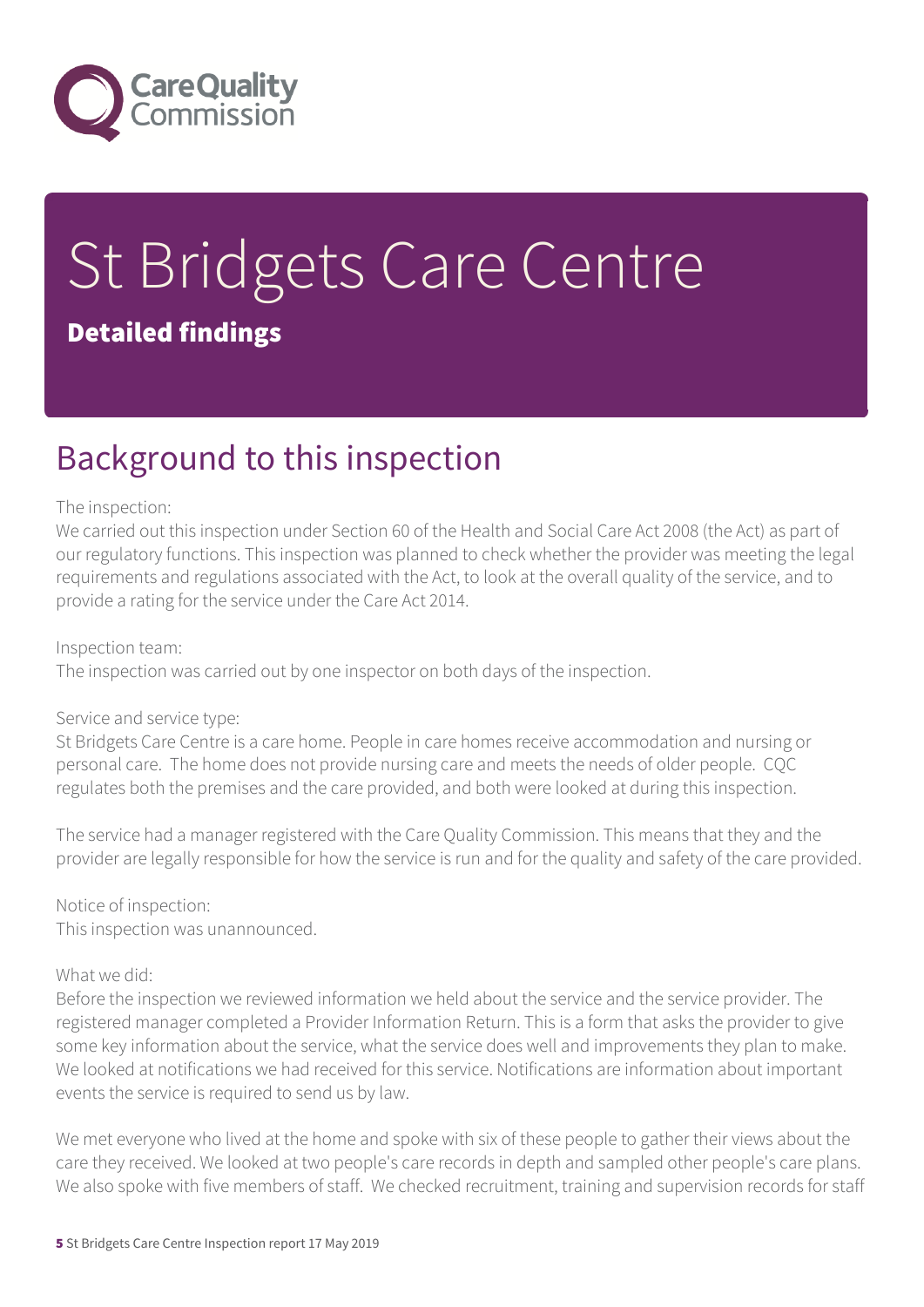# St Bridgets Care Centre

**Detailed findings**

## Background to this inspection

The inspection:
We carried out this inspection under Section 60 of the Health and Social Care Act 2008 (the Act) as part of our regulatory functions. This inspection was planned to check whether the provider was meeting the legal requirements and regulations associated with the Act, to look at the overall quality of the service, and to provide a rating for the service under the Care Act 2014.

Inspection team:
The inspection was carried out by one inspector on both days of the inspection.

Service and service type:
St Bridgets Care Centre is a care home. People in care homes receive accommodation and nursing or personal care. The home does not provide nursing care and meets the needs of older people. CQC regulates both the premises and the care provided, and both were looked at during this inspection.

The service had a manager registered with the Care Quality Commission. This means that they and the provider are legally responsible for how the service is run and for the quality and safety of the care provided.

Notice of inspection:
This inspection was unannounced.

What we did:
Before the inspection we reviewed information we held about the service and the service provider. The registered manager completed a Provider Information Return. This is a form that asks the provider to give some key information about the service, what the service does well and improvements they plan to make. We looked at notifications we had received for this service. Notifications are information about important events the service is required to send us by law.

We met everyone who lived at the home and spoke with six of these people to gather their views about the care they received. We looked at two people's care records in depth and sampled other people's care plans. We also spoke with five members of staff. We checked recruitment, training and supervision records for staff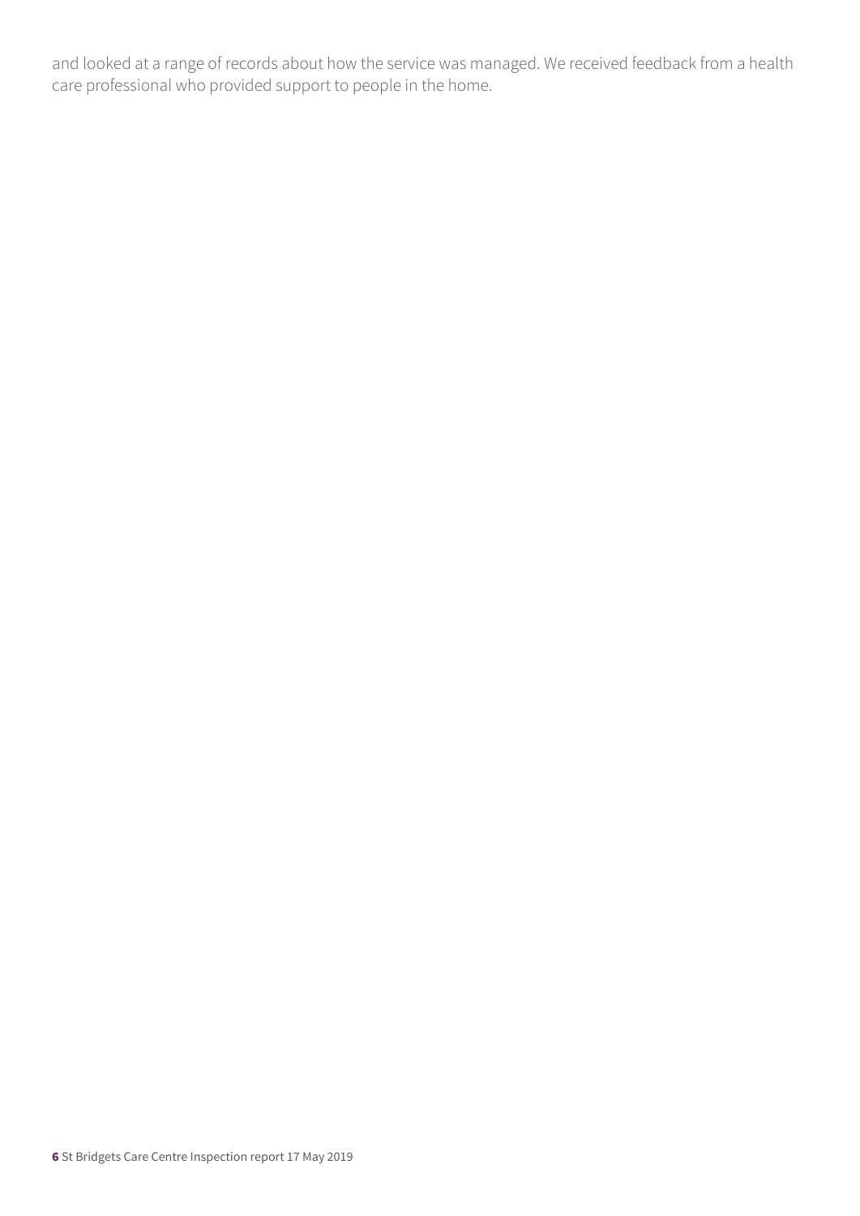and looked at a range of records about how the service was managed. We received feedback from a health care professional who provided support to people in the home.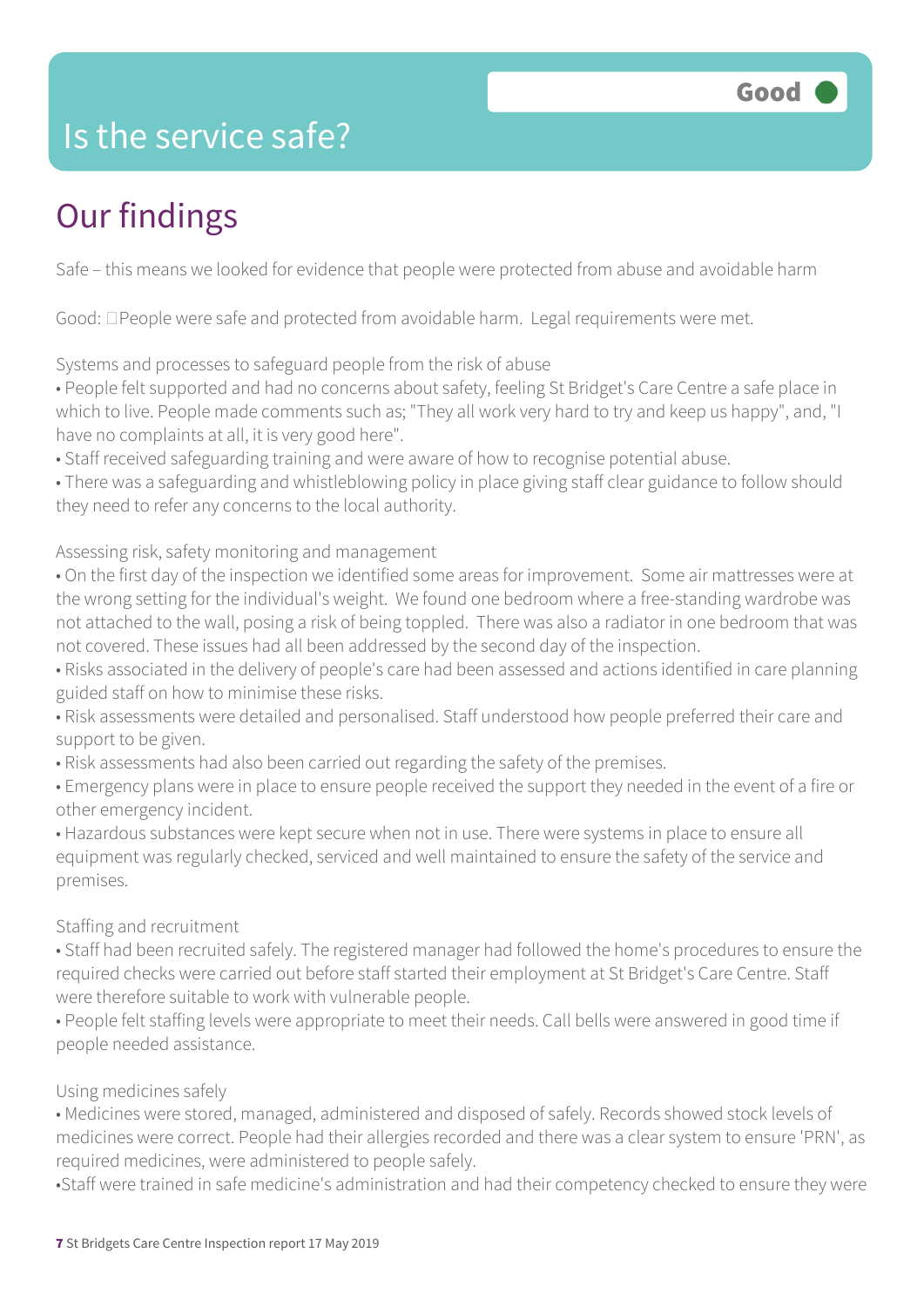# Is the service safe?

Good

## Our findings

Safe – this means we looked for evidence that people were protected from abuse and avoidable harm

Good: People were safe and protected from avoidable harm. Legal requirements were met.

Systems and processes to safeguard people from the risk of abuse

- People felt supported and had no concerns about safety, feeling St Bridget's Care Centre a safe place in which to live. People made comments such as; "They all work very hard to try and keep us happy", and, "I have no complaints at all, it is very good here".
- Staff received safeguarding training and were aware of how to recognise potential abuse.
- There was a safeguarding and whistleblowing policy in place giving staff clear guidance to follow should they need to refer any concerns to the local authority.

Assessing risk, safety monitoring and management

- On the first day of the inspection we identified some areas for improvement. Some air mattresses were at the wrong setting for the individual's weight. We found one bedroom where a free-standing wardrobe was not attached to the wall, posing a risk of being toppled. There was also a radiator in one bedroom that was not covered. These issues had all been addressed by the second day of the inspection.
- Risks associated in the delivery of people's care had been assessed and actions identified in care planning guided staff on how to minimise these risks.
- Risk assessments were detailed and personalised. Staff understood how people preferred their care and support to be given.
- Risk assessments had also been carried out regarding the safety of the premises.
- Emergency plans were in place to ensure people received the support they needed in the event of a fire or other emergency incident.
- Hazardous substances were kept secure when not in use. There were systems in place to ensure all equipment was regularly checked, serviced and well maintained to ensure the safety of the service and premises.

Staffing and recruitment

- Staff had been recruited safely. The registered manager had followed the home's procedures to ensure the required checks were carried out before staff started their employment at St Bridget's Care Centre. Staff were therefore suitable to work with vulnerable people.
- People felt staffing levels were appropriate to meet their needs. Call bells were answered in good time if people needed assistance.

Using medicines safely

- Medicines were stored, managed, administered and disposed of safely. Records showed stock levels of medicines were correct. People had their allergies recorded and there was a clear system to ensure 'PRN', as required medicines, were administered to people safely.
- Staff were trained in safe medicine's administration and had their competency checked to ensure they were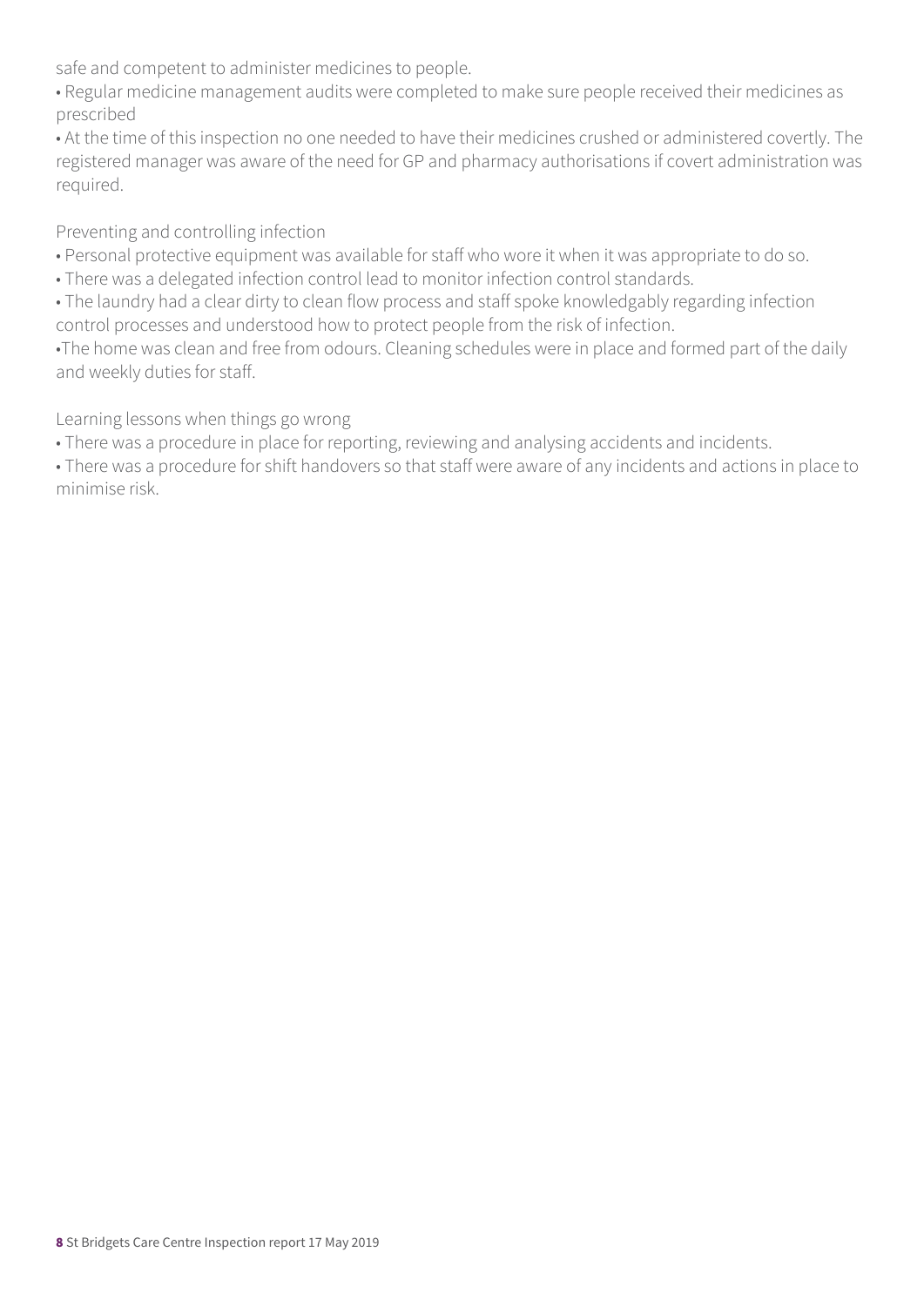safe and competent to administer medicines to people.

- Regular medicine management audits were completed to make sure people received their medicines as prescribed
- At the time of this inspection no one needed to have their medicines crushed or administered covertly. The registered manager was aware of the need for GP and pharmacy authorisations if covert administration was required.

Preventing and controlling infection

- Personal protective equipment was available for staff who wore it when it was appropriate to do so.
- There was a delegated infection control lead to monitor infection control standards.
- The laundry had a clear dirty to clean flow process and staff spoke knowledgably regarding infection control processes and understood how to protect people from the risk of infection.
- The home was clean and free from odours. Cleaning schedules were in place and formed part of the daily and weekly duties for staff.

Learning lessons when things go wrong

- There was a procedure in place for reporting, reviewing and analysing accidents and incidents.
- There was a procedure for shift handovers so that staff were aware of any incidents and actions in place to minimise risk.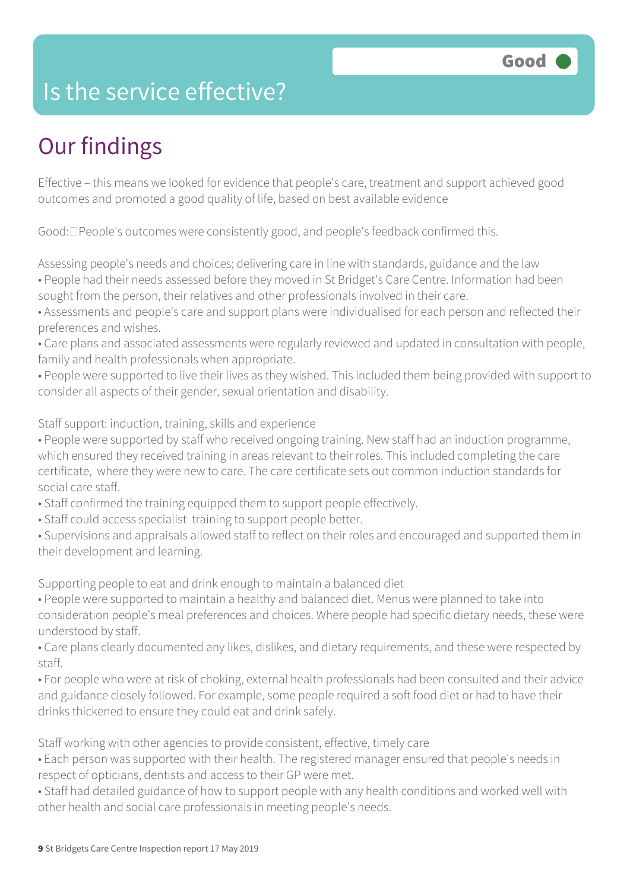# Is the service effective?

Good

## Our findings

Effective – this means we looked for evidence that people's care, treatment and support achieved good outcomes and promoted a good quality of life, based on best available evidence

Good: People's outcomes were consistently good, and people's feedback confirmed this.

Assessing people's needs and choices; delivering care in line with standards, guidance and the law

- People had their needs assessed before they moved in St Bridget's Care Centre. Information had been sought from the person, their relatives and other professionals involved in their care.
- Assessments and people's care and support plans were individualised for each person and reflected their preferences and wishes.
- Care plans and associated assessments were regularly reviewed and updated in consultation with people, family and health professionals when appropriate.
- People were supported to live their lives as they wished. This included them being provided with support to consider all aspects of their gender, sexual orientation and disability.

Staff support: induction, training, skills and experience

- People were supported by staff who received ongoing training. New staff had an induction programme, which ensured they received training in areas relevant to their roles. This included completing the care certificate, where they were new to care. The care certificate sets out common induction standards for social care staff.
- Staff confirmed the training equipped them to support people effectively.
- Staff could access specialist training to support people better.
- Supervisions and appraisals allowed staff to reflect on their roles and encouraged and supported them in their development and learning.

Supporting people to eat and drink enough to maintain a balanced diet

- People were supported to maintain a healthy and balanced diet. Menus were planned to take into consideration people's meal preferences and choices. Where people had specific dietary needs, these were understood by staff.
- Care plans clearly documented any likes, dislikes, and dietary requirements, and these were respected by staff.
- For people who were at risk of choking, external health professionals had been consulted and their advice and guidance closely followed. For example, some people required a soft food diet or had to have their drinks thickened to ensure they could eat and drink safely.

Staff working with other agencies to provide consistent, effective, timely care

- Each person was supported with their health. The registered manager ensured that people's needs in respect of opticians, dentists and access to their GP were met.
- Staff had detailed guidance of how to support people with any health conditions and worked well with other health and social care professionals in meeting people's needs.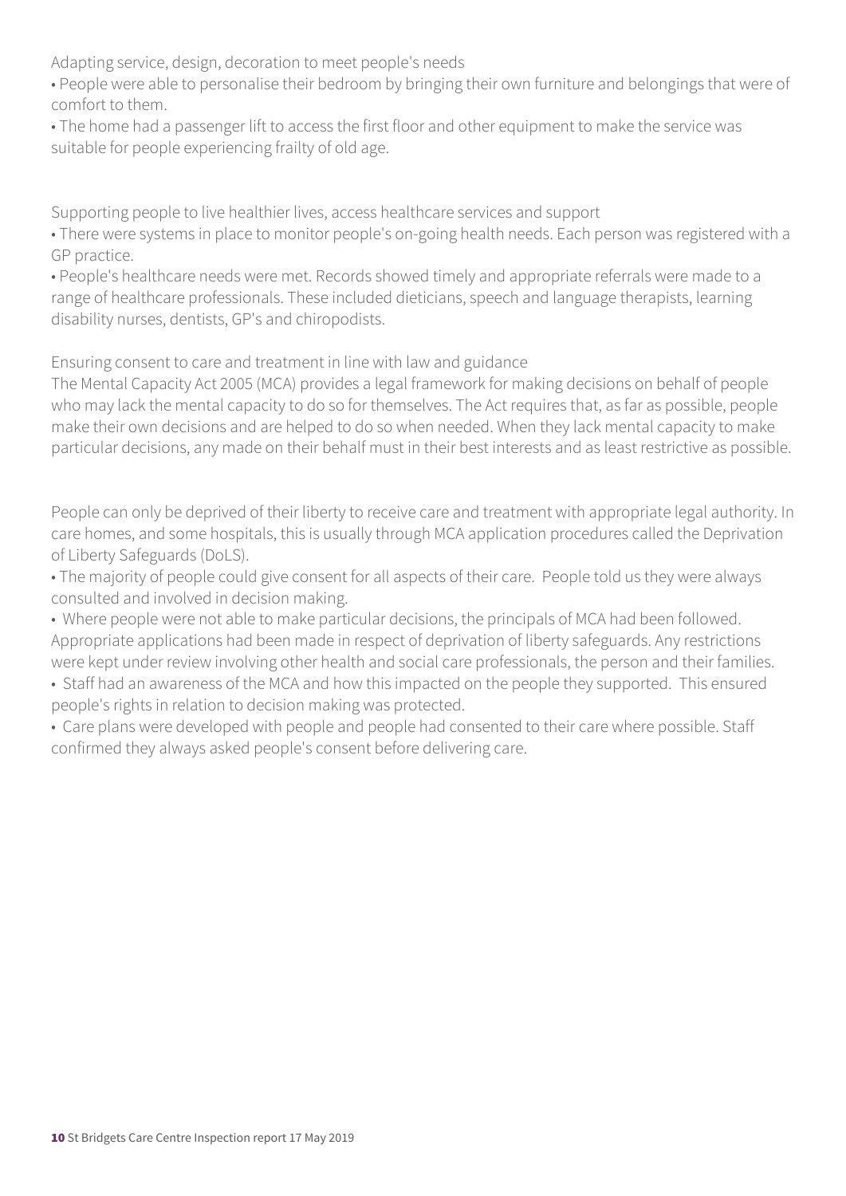Adapting service, design, decoration to meet people's needs

- People were able to personalise their bedroom by bringing their own furniture and belongings that were of comfort to them.
- The home had a passenger lift to access the first floor and other equipment to make the service was suitable for people experiencing frailty of old age.

Supporting people to live healthier lives, access healthcare services and support

- There were systems in place to monitor people's on-going health needs. Each person was registered with a GP practice.
- People's healthcare needs were met. Records showed timely and appropriate referrals were made to a range of healthcare professionals. These included dieticians, speech and language therapists, learning disability nurses, dentists, GP's and chiropodists.

Ensuring consent to care and treatment in line with law and guidance

The Mental Capacity Act 2005 (MCA) provides a legal framework for making decisions on behalf of people who may lack the mental capacity to do so for themselves. The Act requires that, as far as possible, people make their own decisions and are helped to do so when needed. When they lack mental capacity to make particular decisions, any made on their behalf must in their best interests and as least restrictive as possible.

People can only be deprived of their liberty to receive care and treatment with appropriate legal authority. In care homes, and some hospitals, this is usually through MCA application procedures called the Deprivation of Liberty Safeguards (DoLS).

- The majority of people could give consent for all aspects of their care. People told us they were always consulted and involved in decision making.
- Where people were not able to make particular decisions, the principals of MCA had been followed. Appropriate applications had been made in respect of deprivation of liberty safeguards. Any restrictions were kept under review involving other health and social care professionals, the person and their families.
- Staff had an awareness of the MCA and how this impacted on the people they supported. This ensured people's rights in relation to decision making was protected.
- Care plans were developed with people and people had consented to their care where possible. Staff confirmed they always asked people's consent before delivering care.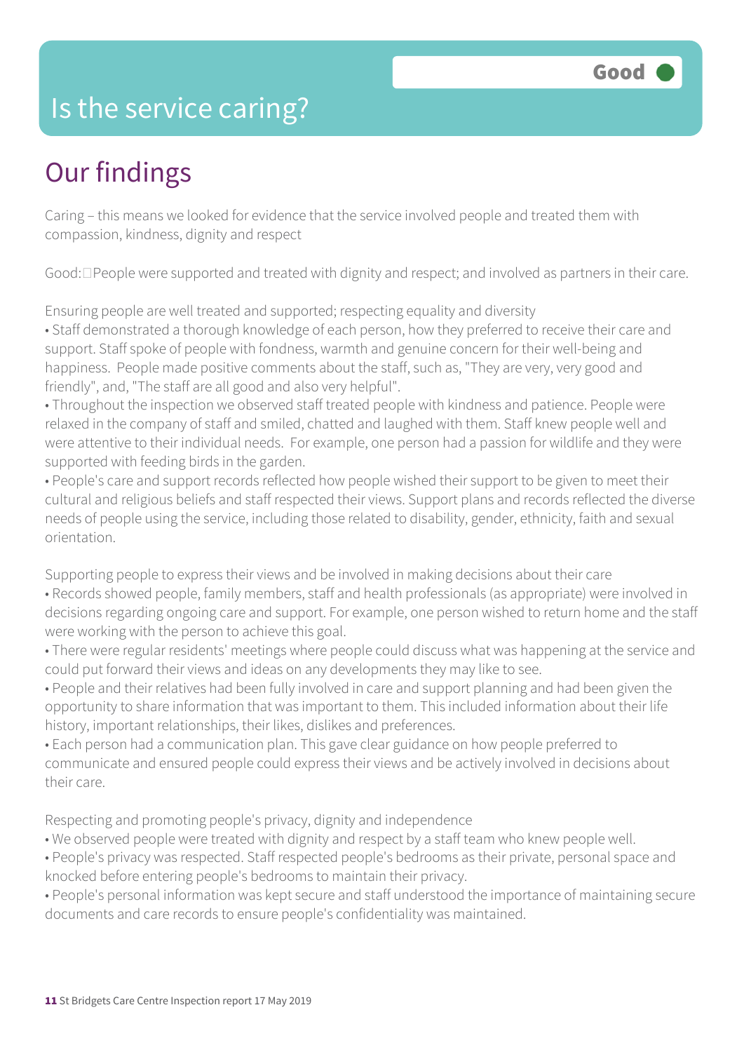# Is the service caring?

**Good**

## Our findings

Caring – this means we looked for evidence that the service involved people and treated them with compassion, kindness, dignity and respect

Good: People were supported and treated with dignity and respect; and involved as partners in their care.

Ensuring people are well treated and supported; respecting equality and diversity

- Staff demonstrated a thorough knowledge of each person, how they preferred to receive their care and support. Staff spoke of people with fondness, warmth and genuine concern for their well-being and happiness. People made positive comments about the staff, such as, "They are very, very good and friendly", and, "The staff are all good and also very helpful".
- Throughout the inspection we observed staff treated people with kindness and patience. People were relaxed in the company of staff and smiled, chatted and laughed with them. Staff knew people well and were attentive to their individual needs. For example, one person had a passion for wildlife and they were supported with feeding birds in the garden.
- People's care and support records reflected how people wished their support to be given to meet their cultural and religious beliefs and staff respected their views. Support plans and records reflected the diverse needs of people using the service, including those related to disability, gender, ethnicity, faith and sexual orientation.

Supporting people to express their views and be involved in making decisions about their care

- Records showed people, family members, staff and health professionals (as appropriate) were involved in decisions regarding ongoing care and support. For example, one person wished to return home and the staff were working with the person to achieve this goal.
- There were regular residents' meetings where people could discuss what was happening at the service and could put forward their views and ideas on any developments they may like to see.
- People and their relatives had been fully involved in care and support planning and had been given the opportunity to share information that was important to them. This included information about their life history, important relationships, their likes, dislikes and preferences.
- Each person had a communication plan. This gave clear guidance on how people preferred to communicate and ensured people could express their views and be actively involved in decisions about their care.

Respecting and promoting people's privacy, dignity and independence

- We observed people were treated with dignity and respect by a staff team who knew people well.
- People's privacy was respected. Staff respected people's bedrooms as their private, personal space and knocked before entering people's bedrooms to maintain their privacy.
- People's personal information was kept secure and staff understood the importance of maintaining secure documents and care records to ensure people's confidentiality was maintained.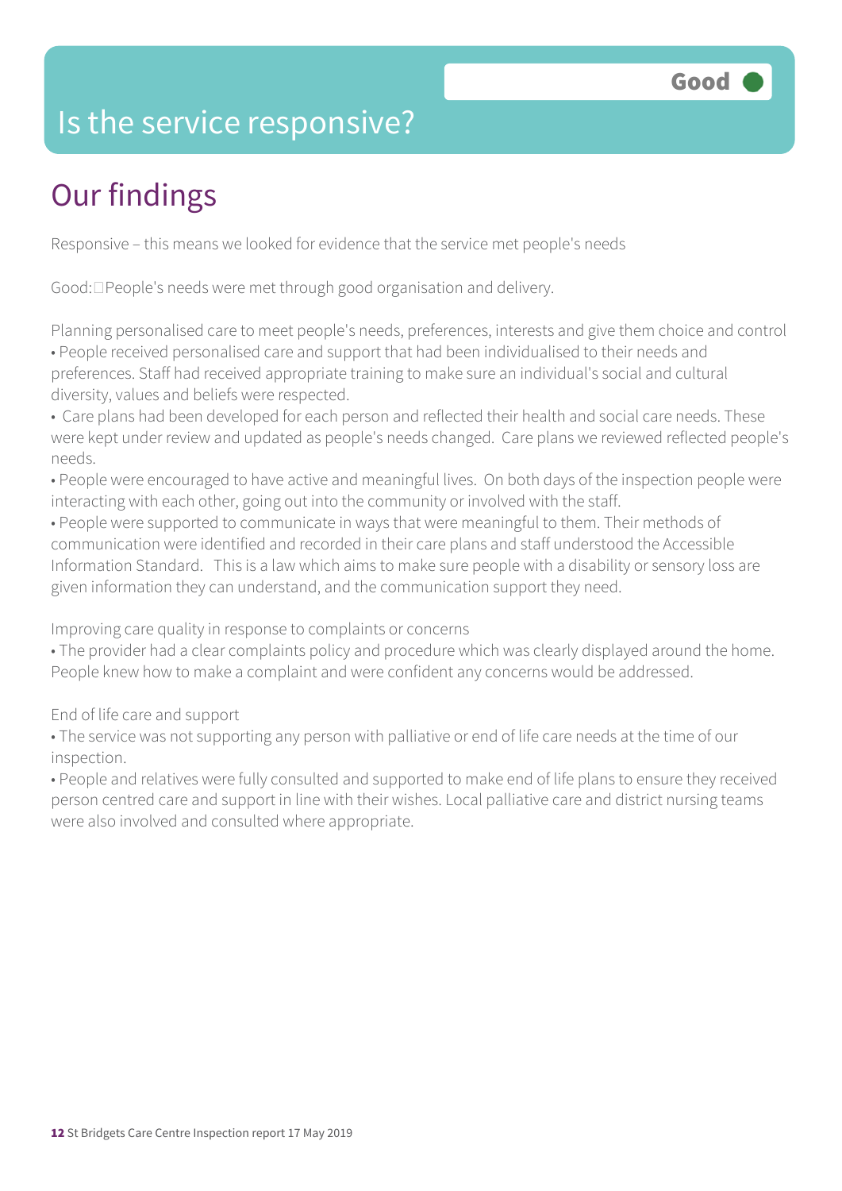Good

# Is the service responsive?

## Our findings

Responsive – this means we looked for evidence that the service met people's needs

Good: People's needs were met through good organisation and delivery.

Planning personalised care to meet people's needs, preferences, interests and give them choice and control

- People received personalised care and support that had been individualised to their needs and preferences. Staff had received appropriate training to make sure an individual's social and cultural diversity, values and beliefs were respected.
- Care plans had been developed for each person and reflected their health and social care needs. These were kept under review and updated as people's needs changed. Care plans we reviewed reflected people's needs.
- People were encouraged to have active and meaningful lives. On both days of the inspection people were interacting with each other, going out into the community or involved with the staff.
- People were supported to communicate in ways that were meaningful to them. Their methods of communication were identified and recorded in their care plans and staff understood the Accessible Information Standard. This is a law which aims to make sure people with a disability or sensory loss are given information they can understand, and the communication support they need.

Improving care quality in response to complaints or concerns

- The provider had a clear complaints policy and procedure which was clearly displayed around the home. People knew how to make a complaint and were confident any concerns would be addressed.

End of life care and support

- The service was not supporting any person with palliative or end of life care needs at the time of our inspection.
- People and relatives were fully consulted and supported to make end of life plans to ensure they received person centred care and support in line with their wishes. Local palliative care and district nursing teams were also involved and consulted where appropriate.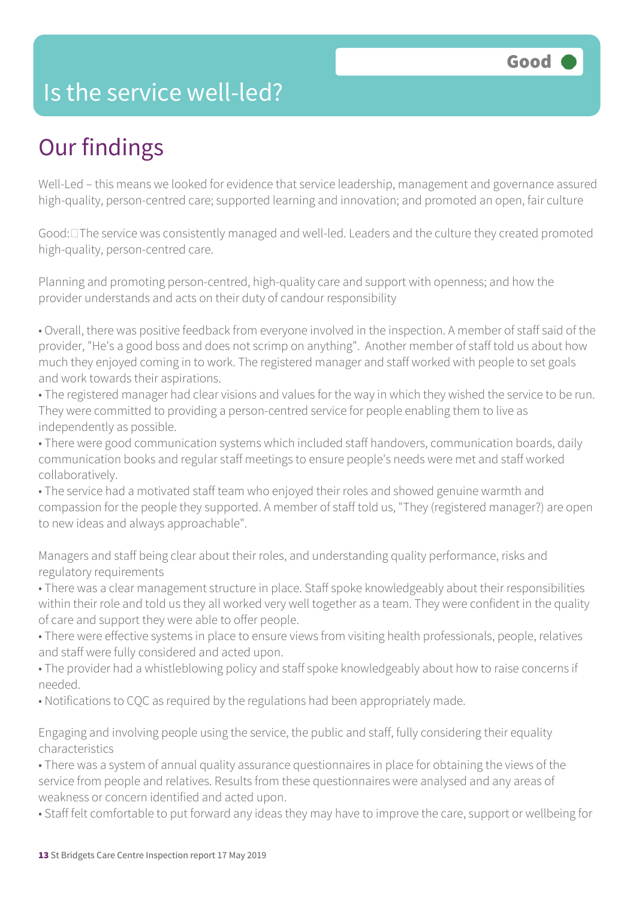# Is the service well-led?

Good

## Our findings

Well-Led – this means we looked for evidence that service leadership, management and governance assured high-quality, person-centred care; supported learning and innovation; and promoted an open, fair culture

Good: The service was consistently managed and well-led. Leaders and the culture they created promoted high-quality, person-centred care.

Planning and promoting person-centred, high-quality care and support with openness; and how the provider understands and acts on their duty of candour responsibility

- Overall, there was positive feedback from everyone involved in the inspection. A member of staff said of the provider, "He's a good boss and does not scrimp on anything". Another member of staff told us about how much they enjoyed coming in to work. The registered manager and staff worked with people to set goals and work towards their aspirations.
- The registered manager had clear visions and values for the way in which they wished the service to be run. They were committed to providing a person-centred service for people enabling them to live as independently as possible.
- There were good communication systems which included staff handovers, communication boards, daily communication books and regular staff meetings to ensure people's needs were met and staff worked collaboratively.
- The service had a motivated staff team who enjoyed their roles and showed genuine warmth and compassion for the people they supported. A member of staff told us, "They (registered manager?) are open to new ideas and always approachable".

Managers and staff being clear about their roles, and understanding quality performance, risks and regulatory requirements

- There was a clear management structure in place. Staff spoke knowledgeably about their responsibilities within their role and told us they all worked very well together as a team. They were confident in the quality of care and support they were able to offer people.
- There were effective systems in place to ensure views from visiting health professionals, people, relatives and staff were fully considered and acted upon.
- The provider had a whistleblowing policy and staff spoke knowledgeably about how to raise concerns if needed.
- Notifications to CQC as required by the regulations had been appropriately made.

Engaging and involving people using the service, the public and staff, fully considering their equality characteristics

- There was a system of annual quality assurance questionnaires in place for obtaining the views of the service from people and relatives. Results from these questionnaires were analysed and any areas of weakness or concern identified and acted upon.
- Staff felt comfortable to put forward any ideas they may have to improve the care, support or wellbeing for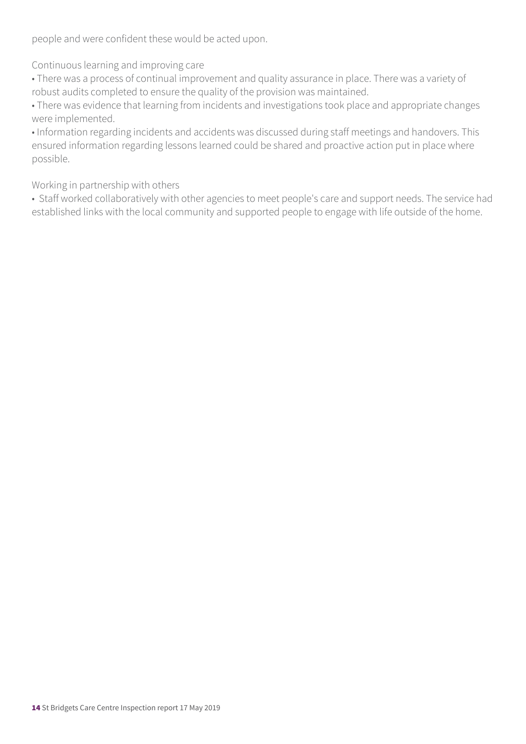people and were confident these would be acted upon.

Continuous learning and improving care

- There was a process of continual improvement and quality assurance in place. There was a variety of robust audits completed to ensure the quality of the provision was maintained.
- There was evidence that learning from incidents and investigations took place and appropriate changes were implemented.
- Information regarding incidents and accidents was discussed during staff meetings and handovers. This ensured information regarding lessons learned could be shared and proactive action put in place where possible.

Working in partnership with others

- Staff worked collaboratively with other agencies to meet people's care and support needs. The service had established links with the local community and supported people to engage with life outside of the home.